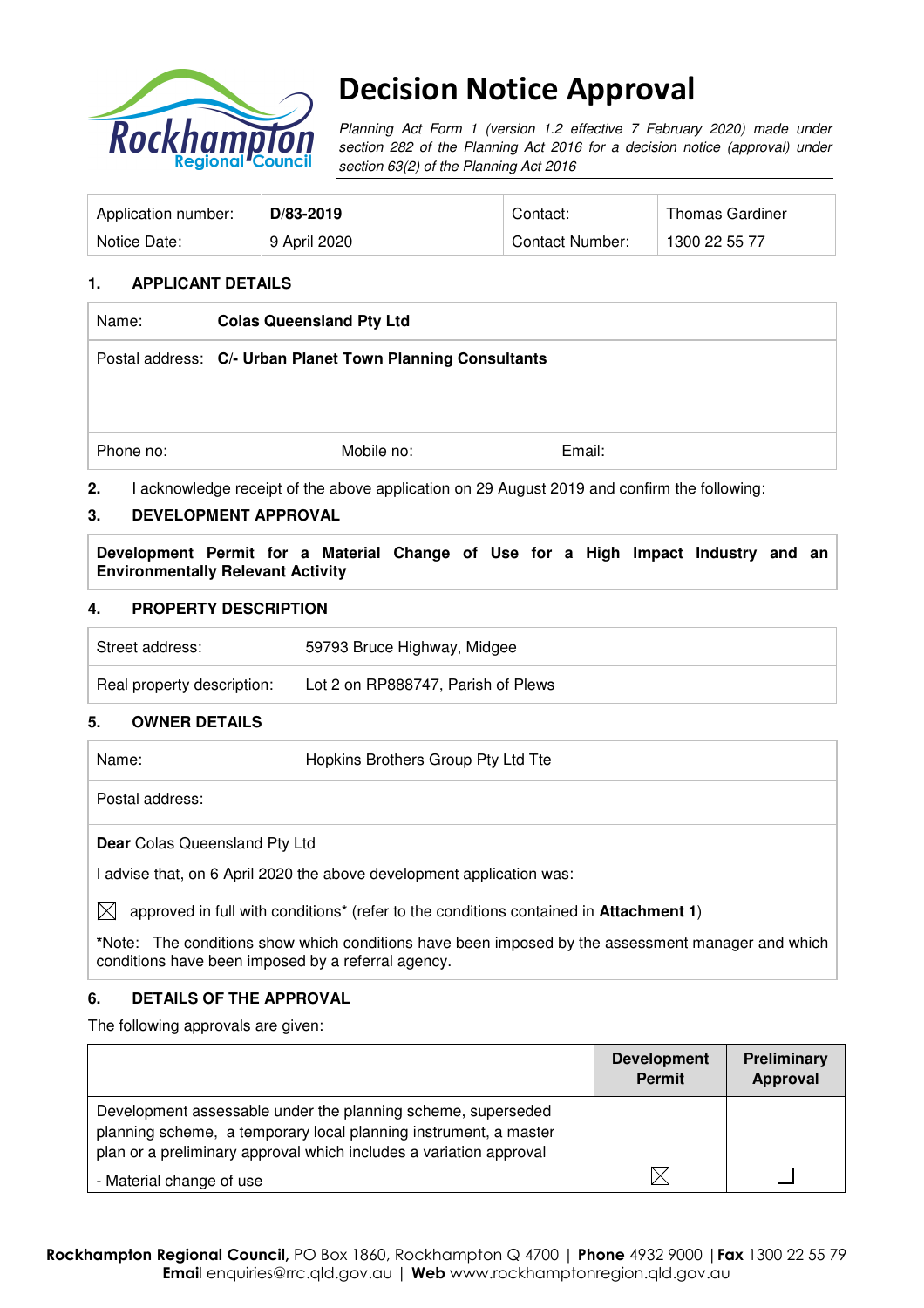# Decision Notice Approval

*Planning Act Form 1 (version 1.2 effective 7 February 2020) made under section 282 of the Planning Act 2016 for a decision notice (approval) under section 63(2) of the Planning Act 2016*

| Application number: | **D/83-2019** | Contact: | Thomas Gardiner |
|---|---|---|---|
| Notice Date: | 9 April 2020 | Contact Number: | 1300 22 55 77 |

## 1. APPLICANT DETAILS

| Name: | **Colas Queensland Pty Ltd** | |
|---|---|---|
| Postal address: | **C/- Urban Planet Town Planning Consultants** | |
| Phone no: | Mobile no: | Email: |

**2.** I acknowledge receipt of the above application on 29 August 2019 and confirm the following:

## 3. DEVELOPMENT APPROVAL

**Development Permit for a Material Change of Use for a High Impact Industry and an Environmentally Relevant Activity**

## 4. PROPERTY DESCRIPTION

| Street address: | 59793 Bruce Highway, Midgee |
|---|---|
| Real property description: | Lot 2 on RP888747, Parish of Plews |

## 5. OWNER DETAILS

| Name: | Hopkins Brothers Group Pty Ltd Tte |
|---|---|
| Postal address: | |

**Dear** Colas Queensland Pty Ltd

I advise that, on 6 April 2020 the above development application was:

☒ approved in full with conditions* (refer to the conditions contained in **Attachment 1**)

*Note: The conditions show which conditions have been imposed by the assessment manager and which conditions have been imposed by a referral agency.

## 6. DETAILS OF THE APPROVAL

The following approvals are given:

| | **Development Permit** | **Preliminary Approval** |
|---|---|---|
| Development assessable under the planning scheme, superseded planning scheme, a temporary local planning instrument, a master plan or a preliminary approval which includes a variation approval<br>- Material change of use | ☒ | ☐ |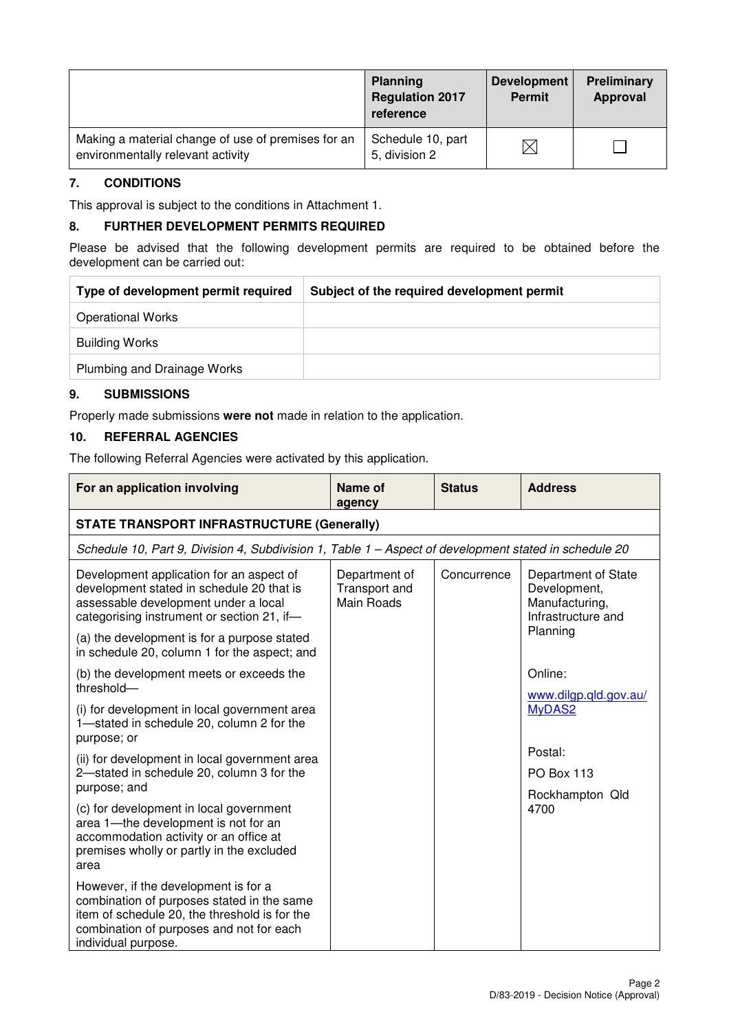| | Planning Regulation 2017 reference | Development Permit | Preliminary Approval |
|---|---|---|---|
| Making a material change of use of premises for an environmentally relevant activity | Schedule 10, part 5, division 2 | ☒ | ☐ |

## 7. CONDITIONS

This approval is subject to the conditions in Attachment 1.

## 8. FURTHER DEVELOPMENT PERMITS REQUIRED

Please be advised that the following development permits are required to be obtained before the development can be carried out:

| Type of development permit required | Subject of the required development permit |
|---|---|
| Operational Works | |
| Building Works | |
| Plumbing and Drainage Works | |

## 9. SUBMISSIONS

Properly made submissions **were not** made in relation to the application.

## 10. REFERRAL AGENCIES

The following Referral Agencies were activated by this application.

| For an application involving | Name of agency | Status | Address |
|---|---|---|---|
| **STATE TRANSPORT INFRASTRUCTURE (Generally)** | | | |
| *Schedule 10, Part 9, Division 4, Subdivision 1, Table 1 – Aspect of development stated in schedule 20* | | | |
| Development application for an aspect of development stated in schedule 20 that is assessable development under a local categorising instrument or section 21, if—<br><br>(a) the development is for a purpose stated in schedule 20, column 1 for the aspect; and<br><br>(b) the development meets or exceeds the threshold—<br><br>(i) for development in local government area 1—stated in schedule 20, column 2 for the purpose; or<br><br>(ii) for development in local government area 2—stated in schedule 20, column 3 for the purpose; and<br><br>(c) for development in local government area 1—the development is not for an accommodation activity or an office at premises wholly or partly in the excluded area<br><br>However, if the development is for a combination of purposes stated in the same item of schedule 20, the threshold is for the combination of purposes and not for each individual purpose. | Department of Transport and Main Roads | Concurrence | Department of State Development, Manufacturing, Infrastructure and Planning<br><br>Online:<br><br>www.dilgp.qld.gov.au/MyDAS2<br><br>Postal:<br><br>PO Box 113<br><br>Rockhampton Qld 4700 |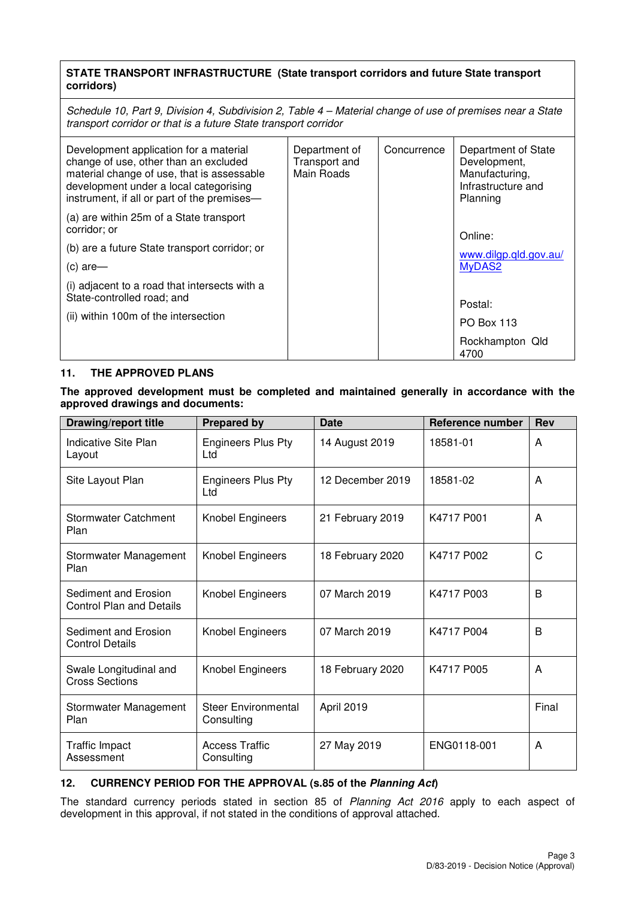| **STATE TRANSPORT INFRASTRUCTURE (State transport corridors and future State transport corridors)** | | | |
|---|---|---|---|
| *Schedule 10, Part 9, Division 4, Subdivision 2, Table 4 – Material change of use of premises near a State transport corridor or that is a future State transport corridor* | | | |
| Development application for a material change of use, other than an excluded material change of use, that is assessable development under a local categorising instrument, if all or part of the premises—<br><br>(a) are within 25m of a State transport corridor; or<br><br>(b) are a future State transport corridor; or<br><br>(c) are—<br><br>(i) adjacent to a road that intersects with a State-controlled road; and<br><br>(ii) within 100m of the intersection | Department of Transport and Main Roads | Concurrence | Department of State Development, Manufacturing, Infrastructure and Planning<br><br>Online:<br><br>www.dilgp.qld.gov.au/MyDAS2<br><br>Postal:<br><br>PO Box 113<br><br>Rockhampton Qld 4700 |

## 11. THE APPROVED PLANS

**The approved development must be completed and maintained generally in accordance with the approved drawings and documents:**

| Drawing/report title | Prepared by | Date | Reference number | Rev |
|---|---|---|---|---|
| Indicative Site Plan Layout | Engineers Plus Pty Ltd | 14 August 2019 | 18581-01 | A |
| Site Layout Plan | Engineers Plus Pty Ltd | 12 December 2019 | 18581-02 | A |
| Stormwater Catchment Plan | Knobel Engineers | 21 February 2019 | K4717 P001 | A |
| Stormwater Management Plan | Knobel Engineers | 18 February 2020 | K4717 P002 | C |
| Sediment and Erosion Control Plan and Details | Knobel Engineers | 07 March 2019 | K4717 P003 | B |
| Sediment and Erosion Control Details | Knobel Engineers | 07 March 2019 | K4717 P004 | B |
| Swale Longitudinal and Cross Sections | Knobel Engineers | 18 February 2020 | K4717 P005 | A |
| Stormwater Management Plan | Steer Environmental Consulting | April 2019 | | Final |
| Traffic Impact Assessment | Access Traffic Consulting | 27 May 2019 | ENG0118-001 | A |

## 12. CURRENCY PERIOD FOR THE APPROVAL (s.85 of the *Planning Act*)

The standard currency periods stated in section 85 of *Planning Act 2016* apply to each aspect of development in this approval, if not stated in the conditions of approval attached.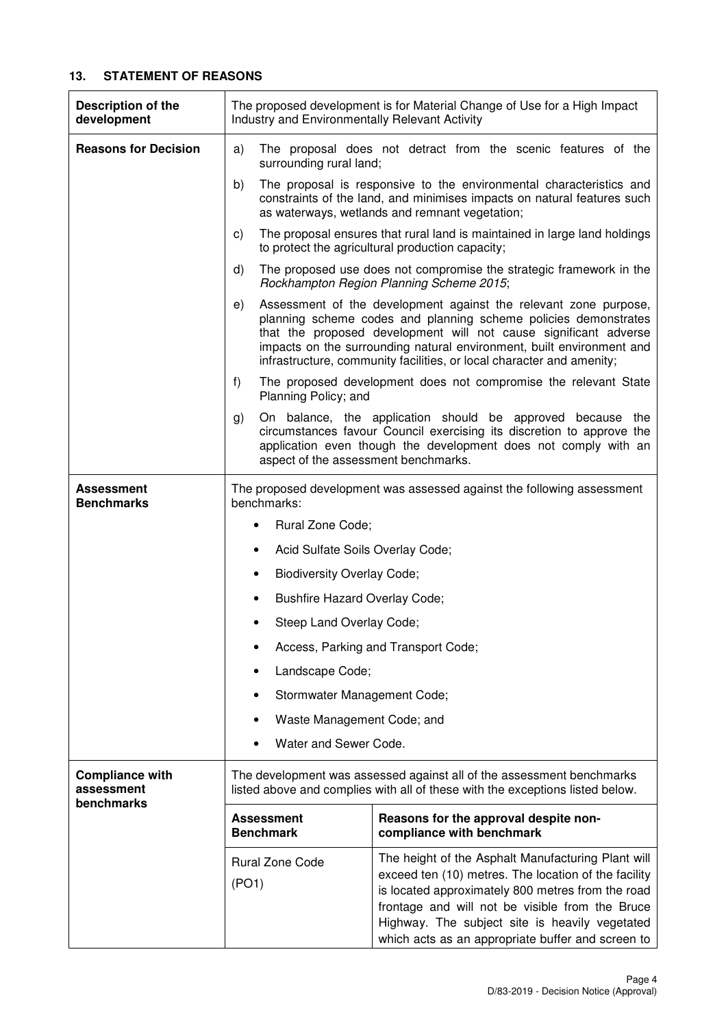## 13. STATEMENT OF REASONS

| **Description of the development** | The proposed development is for Material Change of Use for a High Impact Industry and Environmentally Relevant Activity | |
|---|---|---|
| **Reasons for Decision** | a) The proposal does not detract from the scenic features of the surrounding rural land;<br>b) The proposal is responsive to the environmental characteristics and constraints of the land, and minimises impacts on natural features such as waterways, wetlands and remnant vegetation;<br>c) The proposal ensures that rural land is maintained in large land holdings to protect the agricultural production capacity;<br>d) The proposed use does not compromise the strategic framework in the *Rockhampton Region Planning Scheme 2015*;<br>e) Assessment of the development against the relevant zone purpose, planning scheme codes and planning scheme policies demonstrates that the proposed development will not cause significant adverse impacts on the surrounding natural environment, built environment and infrastructure, community facilities, or local character and amenity;<br>f) The proposed development does not compromise the relevant State Planning Policy; and<br>g) On balance, the application should be approved because the circumstances favour Council exercising its discretion to approve the application even though the development does not comply with an aspect of the assessment benchmarks. | |
| **Assessment Benchmarks** | The proposed development was assessed against the following assessment benchmarks:<br>• Rural Zone Code;<br>• Acid Sulfate Soils Overlay Code;<br>• Biodiversity Overlay Code;<br>• Bushfire Hazard Overlay Code;<br>• Steep Land Overlay Code;<br>• Access, Parking and Transport Code;<br>• Landscape Code;<br>• Stormwater Management Code;<br>• Waste Management Code; and<br>• Water and Sewer Code. | |
| **Compliance with assessment benchmarks** | The development was assessed against all of the assessment benchmarks listed above and complies with all of these with the exceptions listed below. | |
| | **Assessment Benchmark** | **Reasons for the approval despite non-compliance with benchmark** |
| | Rural Zone Code<br>(PO1) | The height of the Asphalt Manufacturing Plant will exceed ten (10) metres. The location of the facility is located approximately 800 metres from the road frontage and will not be visible from the Bruce Highway. The subject site is heavily vegetated which acts as an appropriate buffer and screen to |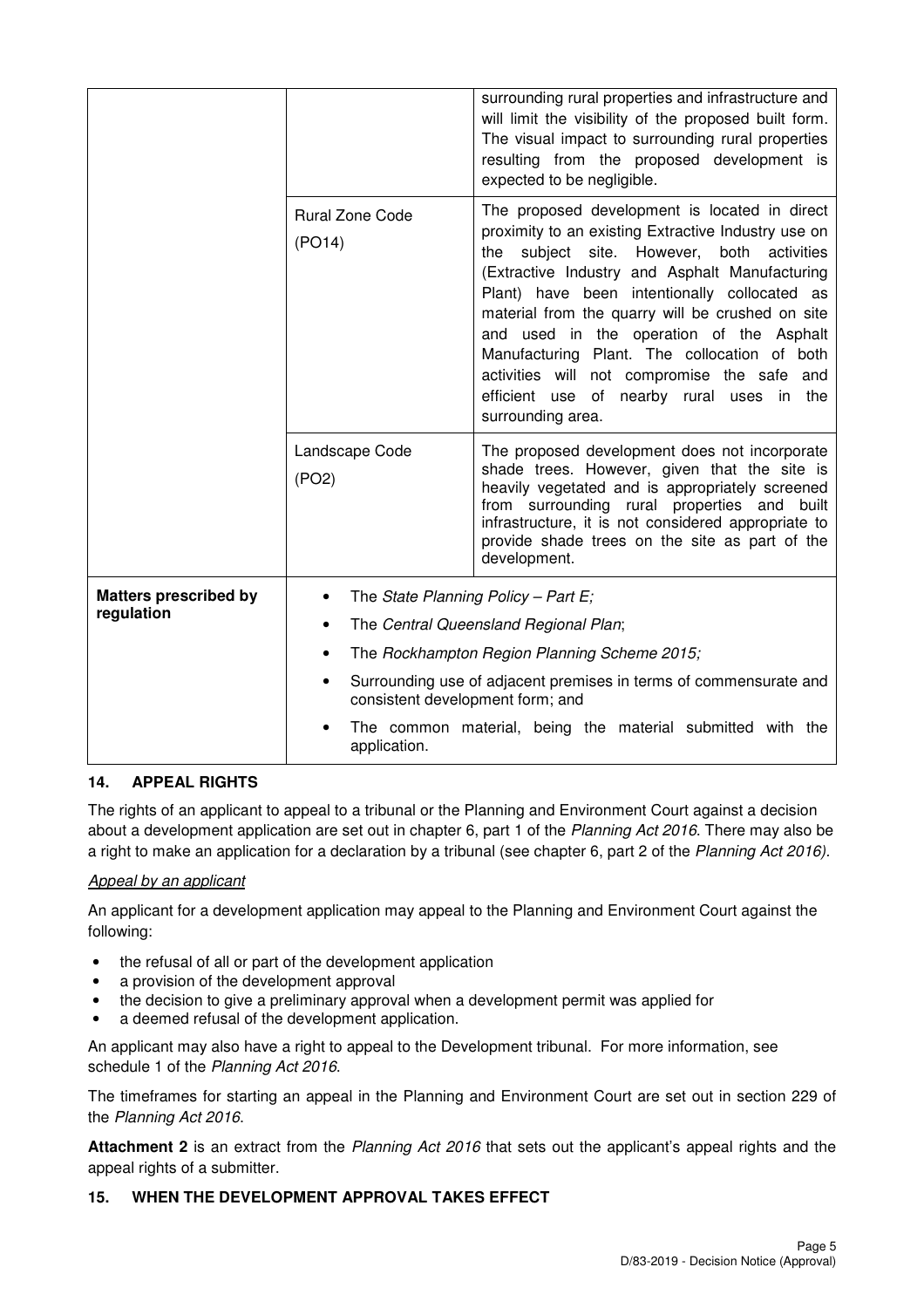| | | |
|---|---|---|
| | | surrounding rural properties and infrastructure and will limit the visibility of the proposed built form. The visual impact to surrounding rural properties resulting from the proposed development is expected to be negligible. |
| | Rural Zone Code (PO14) | The proposed development is located in direct proximity to an existing Extractive Industry use on the subject site. However, both activities (Extractive Industry and Asphalt Manufacturing Plant) have been intentionally collocated as material from the quarry will be crushed on site and used in the operation of the Asphalt Manufacturing Plant. The collocation of both activities will not compromise the safe and efficient use of nearby rural uses in the surrounding area. |
| | Landscape Code (PO2) | The proposed development does not incorporate shade trees. However, given that the site is heavily vegetated and is appropriately screened from surrounding rural properties and built infrastructure, it is not considered appropriate to provide shade trees on the site as part of the development. |
| **Matters prescribed by regulation** | • The *State Planning Policy – Part E;*<br>• The *Central Queensland Regional Plan*;<br>• The *Rockhampton Region Planning Scheme 2015;*<br>• Surrounding use of adjacent premises in terms of commensurate and consistent development form; and<br>• The common material, being the material submitted with the application. | |

## 14. APPEAL RIGHTS

The rights of an applicant to appeal to a tribunal or the Planning and Environment Court against a decision about a development application are set out in chapter 6, part 1 of the *Planning Act 2016*. There may also be a right to make an application for a declaration by a tribunal (see chapter 6, part 2 of the *Planning Act 2016).*

*Appeal by an applicant*

An applicant for a development application may appeal to the Planning and Environment Court against the following:

- the refusal of all or part of the development application
- a provision of the development approval
- the decision to give a preliminary approval when a development permit was applied for
- a deemed refusal of the development application.

An applicant may also have a right to appeal to the Development tribunal. For more information, see schedule 1 of the *Planning Act 2016*.

The timeframes for starting an appeal in the Planning and Environment Court are set out in section 229 of the *Planning Act 2016*.

**Attachment 2** is an extract from the *Planning Act 2016* that sets out the applicant's appeal rights and the appeal rights of a submitter.

## 15. WHEN THE DEVELOPMENT APPROVAL TAKES EFFECT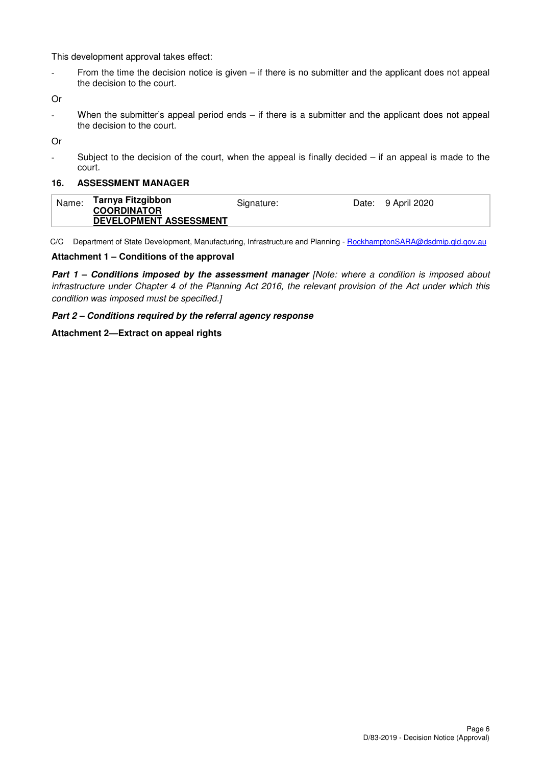This development approval takes effect:

- From the time the decision notice is given – if there is no submitter and the applicant does not appeal the decision to the court.

Or

- When the submitter's appeal period ends – if there is a submitter and the applicant does not appeal the decision to the court.

Or

- Subject to the decision of the court, when the appeal is finally decided – if an appeal is made to the court.

## 16. ASSESSMENT MANAGER

| Name: | **Tarnya Fitzgibbon** **COORDINATOR** **DEVELOPMENT ASSESSMENT** | Signature: | Date: | 9 April 2020 |
|---|---|---|---|---|

C/C Department of State Development, Manufacturing, Infrastructure and Planning - RockhamptonSARA@dsdmip.qld.gov.au

**Attachment 1 – Conditions of the approval**

***Part 1 – Conditions imposed by the assessment manager*** *[Note: where a condition is imposed about infrastructure under Chapter 4 of the Planning Act 2016, the relevant provision of the Act under which this condition was imposed must be specified.]*

***Part 2 – Conditions required by the referral agency response***

**Attachment 2—Extract on appeal rights**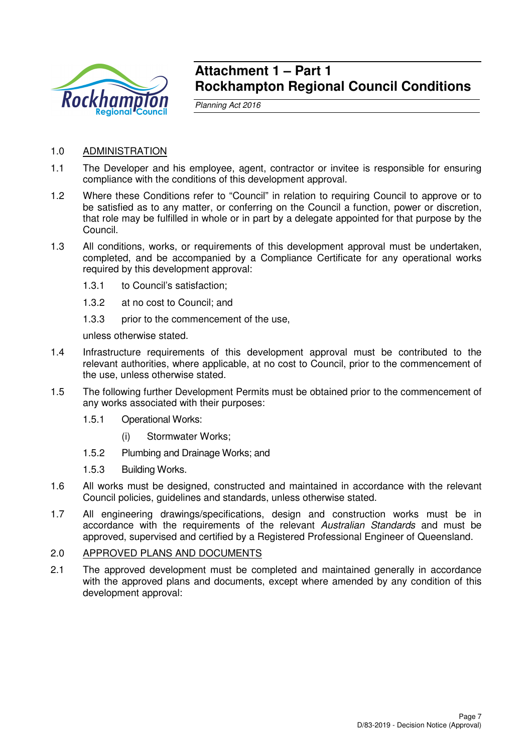# Attachment 1 – Part 1
# Rockhampton Regional Council Conditions

*Planning Act 2016*

1.0 ADMINISTRATION

1.1 The Developer and his employee, agent, contractor or invitee is responsible for ensuring compliance with the conditions of this development approval.

1.2 Where these Conditions refer to "Council" in relation to requiring Council to approve or to be satisfied as to any matter, or conferring on the Council a function, power or discretion, that role may be fulfilled in whole or in part by a delegate appointed for that purpose by the Council.

1.3 All conditions, works, or requirements of this development approval must be undertaken, completed, and be accompanied by a Compliance Certificate for any operational works required by this development approval:

1.3.1 to Council's satisfaction;

1.3.2 at no cost to Council; and

1.3.3 prior to the commencement of the use,

unless otherwise stated.

1.4 Infrastructure requirements of this development approval must be contributed to the relevant authorities, where applicable, at no cost to Council, prior to the commencement of the use, unless otherwise stated.

1.5 The following further Development Permits must be obtained prior to the commencement of any works associated with their purposes:

1.5.1 Operational Works:

(i) Stormwater Works;

1.5.2 Plumbing and Drainage Works; and

1.5.3 Building Works.

1.6 All works must be designed, constructed and maintained in accordance with the relevant Council policies, guidelines and standards, unless otherwise stated.

1.7 All engineering drawings/specifications, design and construction works must be in accordance with the requirements of the relevant *Australian Standards* and must be approved, supervised and certified by a Registered Professional Engineer of Queensland.

2.0 APPROVED PLANS AND DOCUMENTS

2.1 The approved development must be completed and maintained generally in accordance with the approved plans and documents, except where amended by any condition of this development approval: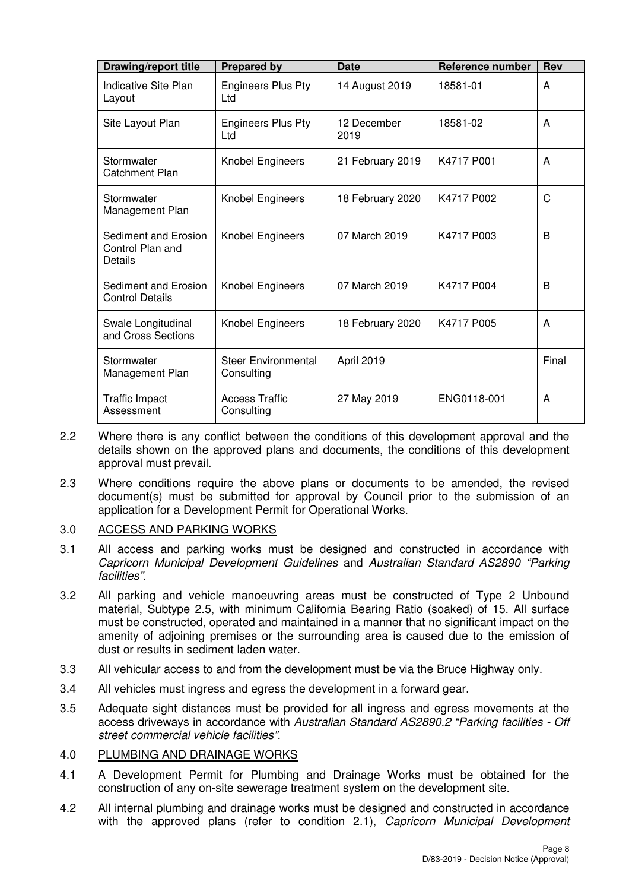| Drawing/report title | Prepared by | Date | Reference number | Rev |
|---|---|---|---|---|
| Indicative Site Plan Layout | Engineers Plus Pty Ltd | 14 August 2019 | 18581-01 | A |
| Site Layout Plan | Engineers Plus Pty Ltd | 12 December 2019 | 18581-02 | A |
| Stormwater Catchment Plan | Knobel Engineers | 21 February 2019 | K4717 P001 | A |
| Stormwater Management Plan | Knobel Engineers | 18 February 2020 | K4717 P002 | C |
| Sediment and Erosion Control Plan and Details | Knobel Engineers | 07 March 2019 | K4717 P003 | B |
| Sediment and Erosion Control Details | Knobel Engineers | 07 March 2019 | K4717 P004 | B |
| Swale Longitudinal and Cross Sections | Knobel Engineers | 18 February 2020 | K4717 P005 | A |
| Stormwater Management Plan | Steer Environmental Consulting | April 2019 | | Final |
| Traffic Impact Assessment | Access Traffic Consulting | 27 May 2019 | ENG0118-001 | A |

2.2 Where there is any conflict between the conditions of this development approval and the details shown on the approved plans and documents, the conditions of this development approval must prevail.

2.3 Where conditions require the above plans or documents to be amended, the revised document(s) must be submitted for approval by Council prior to the submission of an application for a Development Permit for Operational Works.

3.0 ACCESS AND PARKING WORKS

3.1 All access and parking works must be designed and constructed in accordance with *Capricorn Municipal Development Guidelines* and *Australian Standard AS2890 "Parking facilities"*.

3.2 All parking and vehicle manoeuvring areas must be constructed of Type 2 Unbound material, Subtype 2.5, with minimum California Bearing Ratio (soaked) of 15. All surface must be constructed, operated and maintained in a manner that no significant impact on the amenity of adjoining premises or the surrounding area is caused due to the emission of dust or results in sediment laden water.

3.3 All vehicular access to and from the development must be via the Bruce Highway only.

3.4 All vehicles must ingress and egress the development in a forward gear.

3.5 Adequate sight distances must be provided for all ingress and egress movements at the access driveways in accordance with *Australian Standard AS2890.2 "Parking facilities - Off street commercial vehicle facilities"*.

4.0 PLUMBING AND DRAINAGE WORKS

4.1 A Development Permit for Plumbing and Drainage Works must be obtained for the construction of any on-site sewerage treatment system on the development site.

4.2 All internal plumbing and drainage works must be designed and constructed in accordance with the approved plans (refer to condition 2.1), *Capricorn Municipal Development*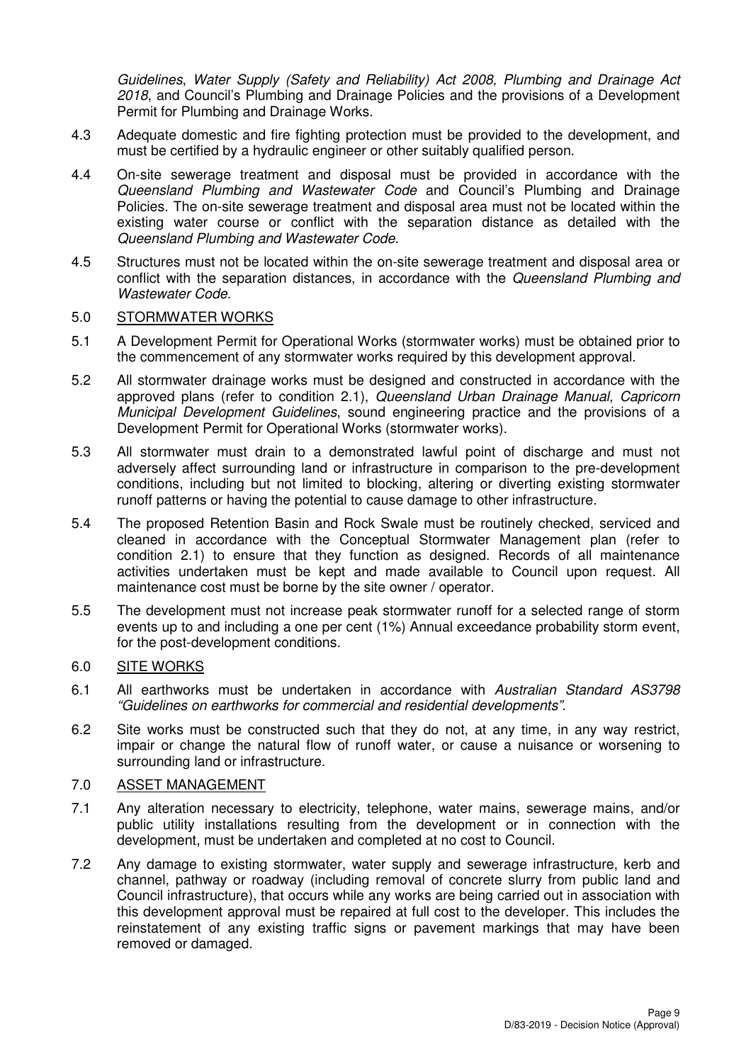*Guidelines*, *Water Supply (Safety and Reliability) Act 2008, Plumbing and Drainage Act 2018*, and Council's Plumbing and Drainage Policies and the provisions of a Development Permit for Plumbing and Drainage Works.

4.3 Adequate domestic and fire fighting protection must be provided to the development, and must be certified by a hydraulic engineer or other suitably qualified person.

4.4 On-site sewerage treatment and disposal must be provided in accordance with the *Queensland Plumbing and Wastewater Code* and Council's Plumbing and Drainage Policies. The on-site sewerage treatment and disposal area must not be located within the existing water course or conflict with the separation distance as detailed with the *Queensland Plumbing and Wastewater Code*.

4.5 Structures must not be located within the on-site sewerage treatment and disposal area or conflict with the separation distances, in accordance with the *Queensland Plumbing and Wastewater Code*.

5.0 <u>STORMWATER WORKS</u>

5.1 A Development Permit for Operational Works (stormwater works) must be obtained prior to the commencement of any stormwater works required by this development approval.

5.2 All stormwater drainage works must be designed and constructed in accordance with the approved plans (refer to condition 2.1), *Queensland Urban Drainage Manual*, *Capricorn Municipal Development Guidelines*, sound engineering practice and the provisions of a Development Permit for Operational Works (stormwater works).

5.3 All stormwater must drain to a demonstrated lawful point of discharge and must not adversely affect surrounding land or infrastructure in comparison to the pre-development conditions, including but not limited to blocking, altering or diverting existing stormwater runoff patterns or having the potential to cause damage to other infrastructure.

5.4 The proposed Retention Basin and Rock Swale must be routinely checked, serviced and cleaned in accordance with the Conceptual Stormwater Management plan (refer to condition 2.1) to ensure that they function as designed. Records of all maintenance activities undertaken must be kept and made available to Council upon request. All maintenance cost must be borne by the site owner / operator.

5.5 The development must not increase peak stormwater runoff for a selected range of storm events up to and including a one per cent (1%) Annual exceedance probability storm event, for the post-development conditions.

6.0 <u>SITE WORKS</u>

6.1 All earthworks must be undertaken in accordance with *Australian Standard AS3798 "Guidelines on earthworks for commercial and residential developments"*.

6.2 Site works must be constructed such that they do not, at any time, in any way restrict, impair or change the natural flow of runoff water, or cause a nuisance or worsening to surrounding land or infrastructure.

7.0 <u>ASSET MANAGEMENT</u>

7.1 Any alteration necessary to electricity, telephone, water mains, sewerage mains, and/or public utility installations resulting from the development or in connection with the development, must be undertaken and completed at no cost to Council.

7.2 Any damage to existing stormwater, water supply and sewerage infrastructure, kerb and channel, pathway or roadway (including removal of concrete slurry from public land and Council infrastructure), that occurs while any works are being carried out in association with this development approval must be repaired at full cost to the developer. This includes the reinstatement of any existing traffic signs or pavement markings that may have been removed or damaged.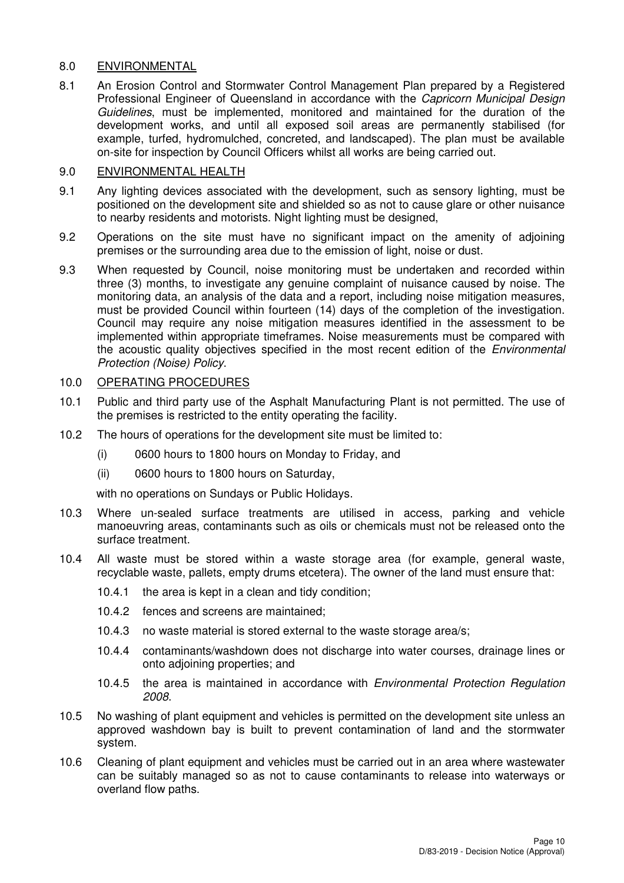## 8.0 ENVIRONMENTAL

8.1 An Erosion Control and Stormwater Control Management Plan prepared by a Registered Professional Engineer of Queensland in accordance with the *Capricorn Municipal Design Guidelines*, must be implemented, monitored and maintained for the duration of the development works, and until all exposed soil areas are permanently stabilised (for example, turfed, hydromulched, concreted, and landscaped). The plan must be available on-site for inspection by Council Officers whilst all works are being carried out.

## 9.0 ENVIRONMENTAL HEALTH

9.1 Any lighting devices associated with the development, such as sensory lighting, must be positioned on the development site and shielded so as not to cause glare or other nuisance to nearby residents and motorists. Night lighting must be designed,

9.2 Operations on the site must have no significant impact on the amenity of adjoining premises or the surrounding area due to the emission of light, noise or dust.

9.3 When requested by Council, noise monitoring must be undertaken and recorded within three (3) months, to investigate any genuine complaint of nuisance caused by noise. The monitoring data, an analysis of the data and a report, including noise mitigation measures, must be provided Council within fourteen (14) days of the completion of the investigation. Council may require any noise mitigation measures identified in the assessment to be implemented within appropriate timeframes. Noise measurements must be compared with the acoustic quality objectives specified in the most recent edition of the *Environmental Protection (Noise) Policy*.

## 10.0 OPERATING PROCEDURES

10.1 Public and third party use of the Asphalt Manufacturing Plant is not permitted. The use of the premises is restricted to the entity operating the facility.

10.2 The hours of operations for the development site must be limited to:

- (i) 0600 hours to 1800 hours on Monday to Friday, and
- (ii) 0600 hours to 1800 hours on Saturday,

with no operations on Sundays or Public Holidays.

10.3 Where un-sealed surface treatments are utilised in access, parking and vehicle manoeuvring areas, contaminants such as oils or chemicals must not be released onto the surface treatment.

10.4 All waste must be stored within a waste storage area (for example, general waste, recyclable waste, pallets, empty drums etcetera). The owner of the land must ensure that:

- 10.4.1 the area is kept in a clean and tidy condition;
- 10.4.2 fences and screens are maintained;
- 10.4.3 no waste material is stored external to the waste storage area/s;
- 10.4.4 contaminants/washdown does not discharge into water courses, drainage lines or onto adjoining properties; and
- 10.4.5 the area is maintained in accordance with *Environmental Protection Regulation 2008*.

10.5 No washing of plant equipment and vehicles is permitted on the development site unless an approved washdown bay is built to prevent contamination of land and the stormwater system.

10.6 Cleaning of plant equipment and vehicles must be carried out in an area where wastewater can be suitably managed so as not to cause contaminants to release into waterways or overland flow paths.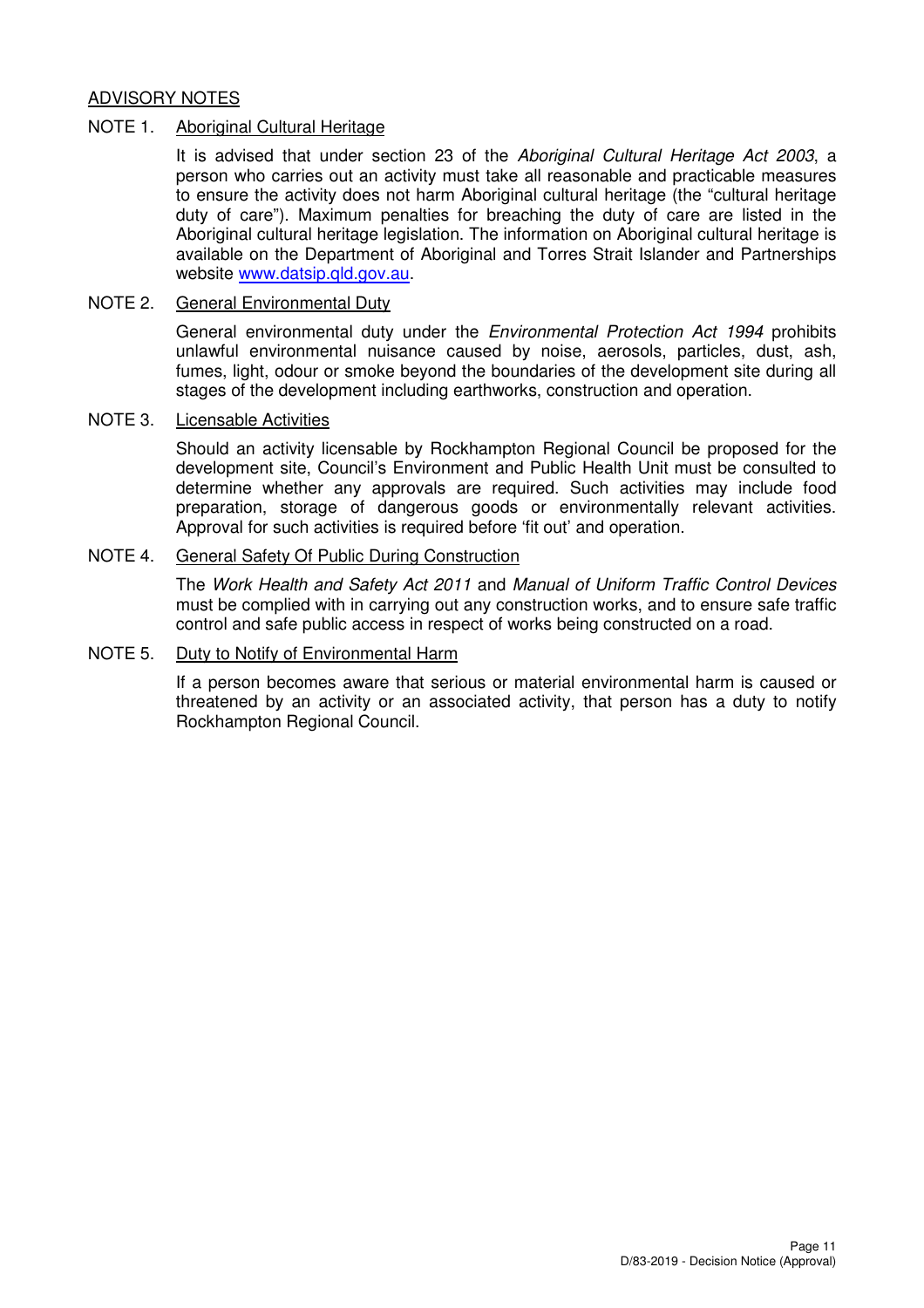## ADVISORY NOTES

### NOTE 1. Aboriginal Cultural Heritage

It is advised that under section 23 of the *Aboriginal Cultural Heritage Act 2003*, a person who carries out an activity must take all reasonable and practicable measures to ensure the activity does not harm Aboriginal cultural heritage (the "cultural heritage duty of care"). Maximum penalties for breaching the duty of care are listed in the Aboriginal cultural heritage legislation. The information on Aboriginal cultural heritage is available on the Department of Aboriginal and Torres Strait Islander and Partnerships website [www.datsip.qld.gov.au](http://www.datsip.qld.gov.au).

### NOTE 2. General Environmental Duty

General environmental duty under the *Environmental Protection Act 1994* prohibits unlawful environmental nuisance caused by noise, aerosols, particles, dust, ash, fumes, light, odour or smoke beyond the boundaries of the development site during all stages of the development including earthworks, construction and operation.

### NOTE 3. Licensable Activities

Should an activity licensable by Rockhampton Regional Council be proposed for the development site, Council's Environment and Public Health Unit must be consulted to determine whether any approvals are required. Such activities may include food preparation, storage of dangerous goods or environmentally relevant activities. Approval for such activities is required before 'fit out' and operation.

### NOTE 4. General Safety Of Public During Construction

The *Work Health and Safety Act 2011* and *Manual of Uniform Traffic Control Devices* must be complied with in carrying out any construction works, and to ensure safe traffic control and safe public access in respect of works being constructed on a road.

### NOTE 5. Duty to Notify of Environmental Harm

If a person becomes aware that serious or material environmental harm is caused or threatened by an activity or an associated activity, that person has a duty to notify Rockhampton Regional Council.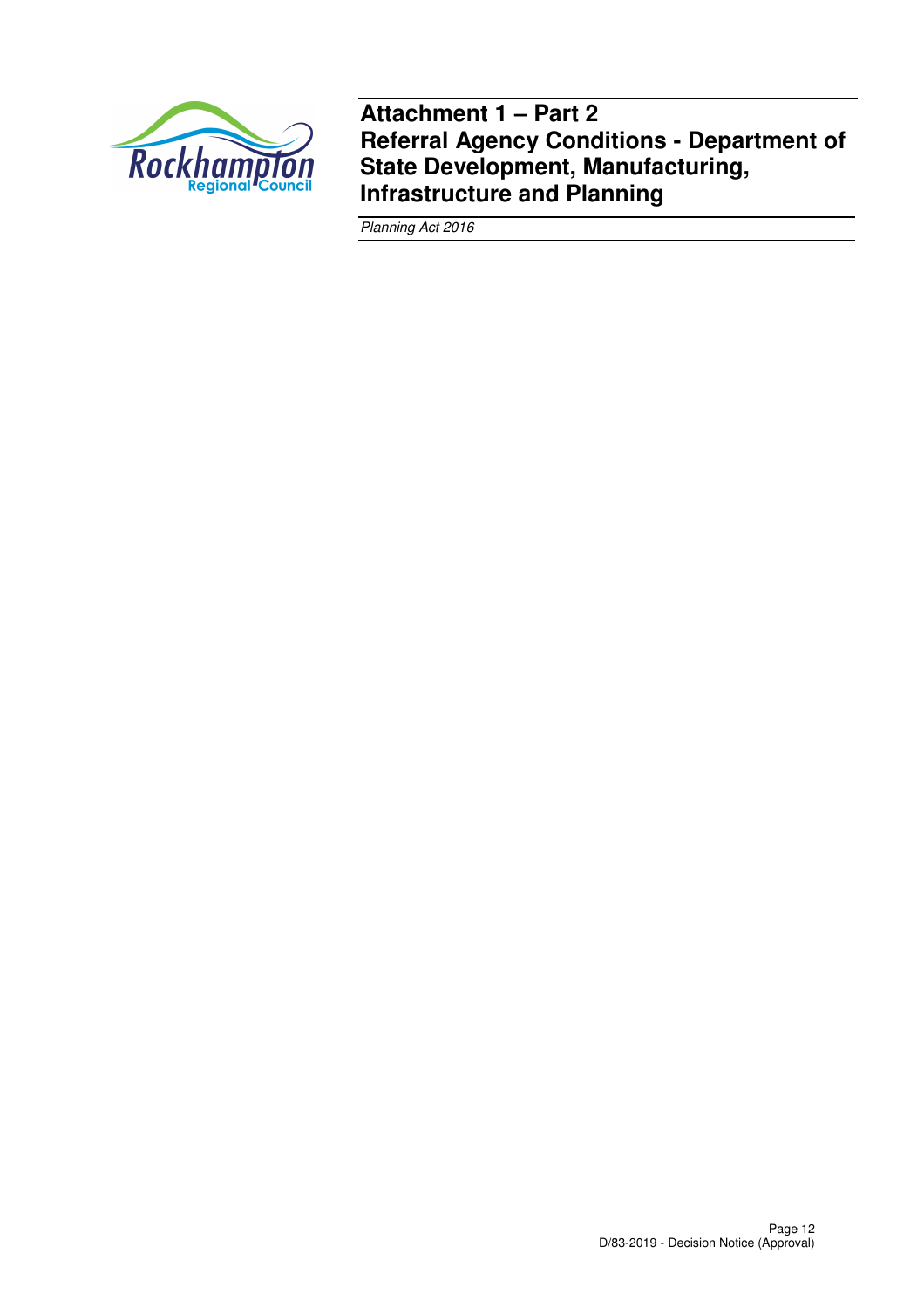# Attachment 1 – Part 2
# Referral Agency Conditions - Department of State Development, Manufacturing, Infrastructure and Planning

*Planning Act 2016*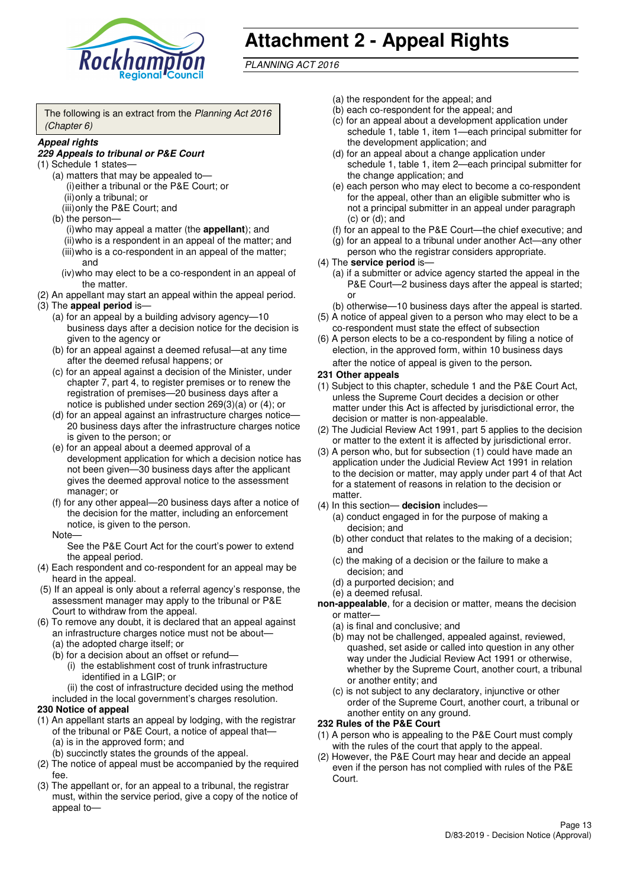# Attachment 2 - Appeal Rights

*PLANNING ACT 2016*

The following is an extract from the *Planning Act 2016 (Chapter 6)*

***Appeal rights***

***229 Appeals to tribunal or P&E Court***

(1) Schedule 1 states—

(a) matters that may be appealed to—

(i) either a tribunal or the P&E Court; or

(ii) only a tribunal; or

(iii) only the P&E Court; and

(b) the person—

(i) who may appeal a matter (the **appellant**); and

(ii) who is a respondent in an appeal of the matter; and

(iii) who is a co-respondent in an appeal of the matter; and

(iv) who may elect to be a co-respondent in an appeal of the matter.

(2) An appellant may start an appeal within the appeal period.

(3) The **appeal period** is—

(a) for an appeal by a building advisory agency—10 business days after a decision notice for the decision is given to the agency or

(b) for an appeal against a deemed refusal—at any time after the deemed refusal happens; or

(c) for an appeal against a decision of the Minister, under chapter 7, part 4, to register premises or to renew the registration of premises—20 business days after a notice is published under section 269(3)(a) or (4); or

(d) for an appeal against an infrastructure charges notice—20 business days after the infrastructure charges notice is given to the person; or

(e) for an appeal about a deemed approval of a development application for which a decision notice has not been given—30 business days after the applicant gives the deemed approval notice to the assessment manager; or

(f) for any other appeal—20 business days after a notice of the decision for the matter, including an enforcement notice, is given to the person.

Note—

See the P&E Court Act for the court's power to extend the appeal period.

(4) Each respondent and co-respondent for an appeal may be heard in the appeal.

(5) If an appeal is only about a referral agency's response, the assessment manager may apply to the tribunal or P&E Court to withdraw from the appeal.

(6) To remove any doubt, it is declared that an appeal against an infrastructure charges notice must not be about—

(a) the adopted charge itself; or

(b) for a decision about an offset or refund—

(i) the establishment cost of trunk infrastructure identified in a LGIP; or

(ii) the cost of infrastructure decided using the method included in the local government's charges resolution.

**230 Notice of appeal**

(1) An appellant starts an appeal by lodging, with the registrar of the tribunal or P&E Court, a notice of appeal that—

(a) is in the approved form; and

(b) succinctly states the grounds of the appeal.

(2) The notice of appeal must be accompanied by the required fee.

(3) The appellant or, for an appeal to a tribunal, the registrar must, within the service period, give a copy of the notice of appeal to—

(a) the respondent for the appeal; and

(b) each co-respondent for the appeal; and

(c) for an appeal about a development application under schedule 1, table 1, item 1—each principal submitter for the development application; and

(d) for an appeal about a change application under schedule 1, table 1, item 2—each principal submitter for the change application; and

(e) each person who may elect to become a co-respondent for the appeal, other than an eligible submitter who is not a principal submitter in an appeal under paragraph (c) or (d); and

(f) for an appeal to the P&E Court—the chief executive; and

(g) for an appeal to a tribunal under another Act—any other person who the registrar considers appropriate.

(4) The **service period** is—

(a) if a submitter or advice agency started the appeal in the P&E Court—2 business days after the appeal is started; or

(b) otherwise—10 business days after the appeal is started.

(5) A notice of appeal given to a person who may elect to be a co-respondent must state the effect of subsection

(6) A person elects to be a co-respondent by filing a notice of election, in the approved form, within 10 business days after the notice of appeal is given to the person.

**231 Other appeals**

(1) Subject to this chapter, schedule 1 and the P&E Court Act, unless the Supreme Court decides a decision or other matter under this Act is affected by jurisdictional error, the decision or matter is non-appealable.

(2) The Judicial Review Act 1991, part 5 applies to the decision or matter to the extent it is affected by jurisdictional error.

(3) A person who, but for subsection (1) could have made an application under the Judicial Review Act 1991 in relation to the decision or matter, may apply under part 4 of that Act for a statement of reasons in relation to the decision or matter.

(4) In this section— **decision** includes—

(a) conduct engaged in for the purpose of making a decision; and

(b) other conduct that relates to the making of a decision; and

(c) the making of a decision or the failure to make a decision; and

(d) a purported decision; and

(e) a deemed refusal.

**non-appealable**, for a decision or matter, means the decision or matter—

(a) is final and conclusive; and

(b) may not be challenged, appealed against, reviewed, quashed, set aside or called into question in any other way under the Judicial Review Act 1991 or otherwise, whether by the Supreme Court, another court, a tribunal or another entity; and

(c) is not subject to any declaratory, injunctive or other order of the Supreme Court, another court, a tribunal or another entity on any ground.

**232 Rules of the P&E Court**

(1) A person who is appealing to the P&E Court must comply with the rules of the court that apply to the appeal.

(2) However, the P&E Court may hear and decide an appeal even if the person has not complied with rules of the P&E Court.

D/83-2019 - Decision Notice (Approval)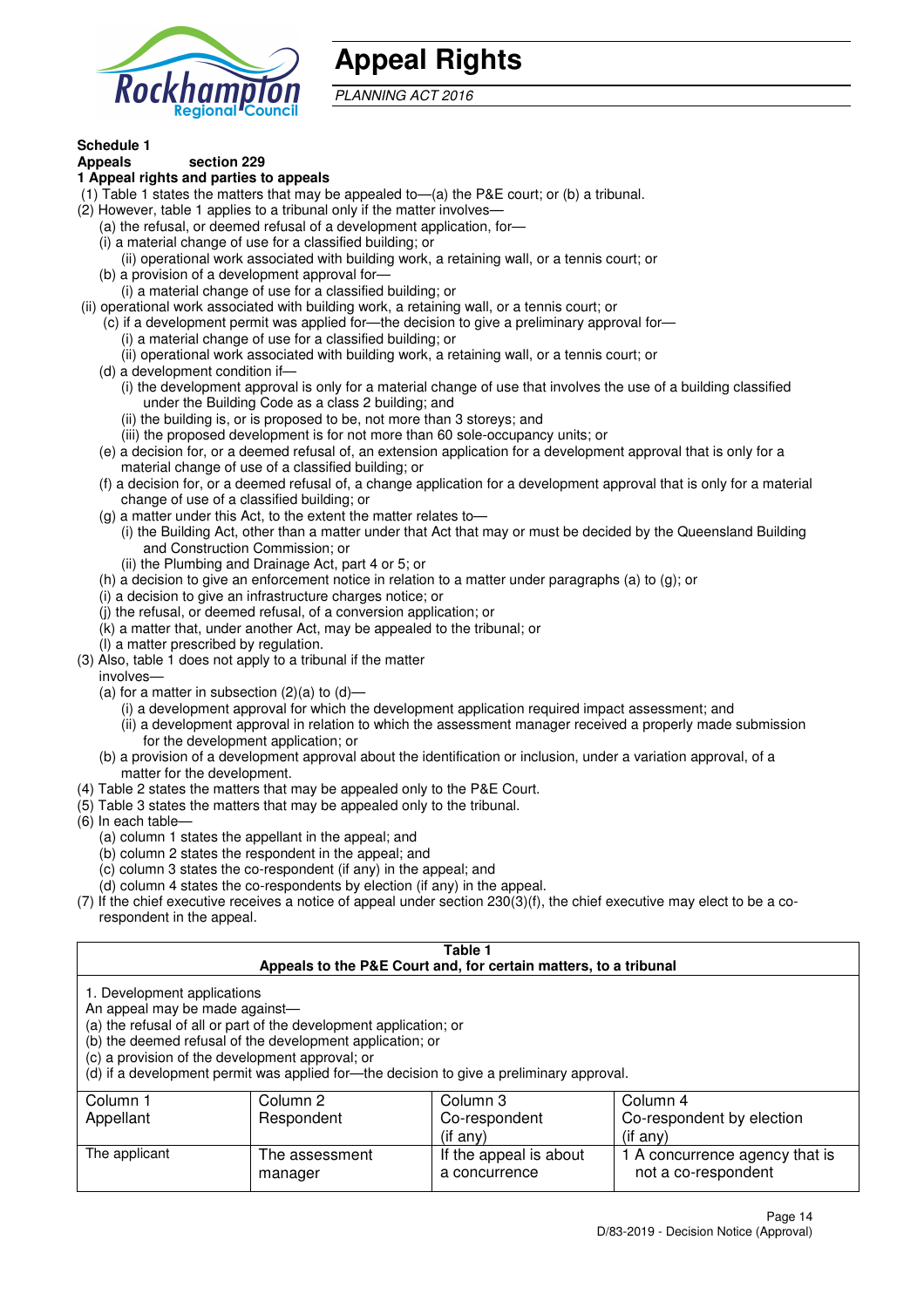# Appeal Rights

*PLANNING ACT 2016*

**Schedule 1**
**Appeals** section 229

**1 Appeal rights and parties to appeals**

(1) Table 1 states the matters that may be appealed to—(a) the P&E court; or (b) a tribunal.

(2) However, table 1 applies to a tribunal only if the matter involves—

(a) the refusal, or deemed refusal of a development application, for—

(i) a material change of use for a classified building; or

(ii) operational work associated with building work, a retaining wall, or a tennis court; or

(b) a provision of a development approval for—

(i) a material change of use for a classified building; or

(ii) operational work associated with building work, a retaining wall, or a tennis court; or

(c) if a development permit was applied for—the decision to give a preliminary approval for—

(i) a material change of use for a classified building; or

(ii) operational work associated with building work, a retaining wall, or a tennis court; or

(d) a development condition if—

(i) the development approval is only for a material change of use that involves the use of a building classified under the Building Code as a class 2 building; and

(ii) the building is, or is proposed to be, not more than 3 storeys; and

(iii) the proposed development is for not more than 60 sole-occupancy units; or

(e) a decision for, or a deemed refusal of, an extension application for a development approval that is only for a material change of use of a classified building; or

(f) a decision for, or a deemed refusal of, a change application for a development approval that is only for a material change of use of a classified building; or

(g) a matter under this Act, to the extent the matter relates to—

(i) the Building Act, other than a matter under that Act that may or must be decided by the Queensland Building and Construction Commission; or

(ii) the Plumbing and Drainage Act, part 4 or 5; or

(h) a decision to give an enforcement notice in relation to a matter under paragraphs (a) to (g); or

(i) a decision to give an infrastructure charges notice; or

(j) the refusal, or deemed refusal, of a conversion application; or

(k) a matter that, under another Act, may be appealed to the tribunal; or

(l) a matter prescribed by regulation.

(3) Also, table 1 does not apply to a tribunal if the matter involves—

(a) for a matter in subsection (2)(a) to (d)—

(i) a development approval for which the development application required impact assessment; and

(ii) a development approval in relation to which the assessment manager received a properly made submission for the development application; or

(b) a provision of a development approval about the identification or inclusion, under a variation approval, of a matter for the development.

(4) Table 2 states the matters that may be appealed only to the P&E Court.

(5) Table 3 states the matters that may be appealed only to the tribunal.

(6) In each table—

(a) column 1 states the appellant in the appeal; and

(b) column 2 states the respondent in the appeal; and

(c) column 3 states the co-respondent (if any) in the appeal; and

(d) column 4 states the co-respondents by election (if any) in the appeal.

(7) If the chief executive receives a notice of appeal under section 230(3)(f), the chief executive may elect to be a co-respondent in the appeal.

**Table 1**
**Appeals to the P&E Court and, for certain matters, to a tribunal**

1. Development applications
An appeal may be made against—
(a) the refusal of all or part of the development application; or
(b) the deemed refusal of the development application; or
(c) a provision of the development approval; or
(d) if a development permit was applied for—the decision to give a preliminary approval.

| Column 1<br>Appellant | Column 2<br>Respondent | Column 3<br>Co-respondent<br>(if any) | Column 4<br>Co-respondent by election<br>(if any) |
|---|---|---|---|
| The applicant | The assessment manager | If the appeal is about a concurrence | 1 A concurrence agency that is not a co-respondent |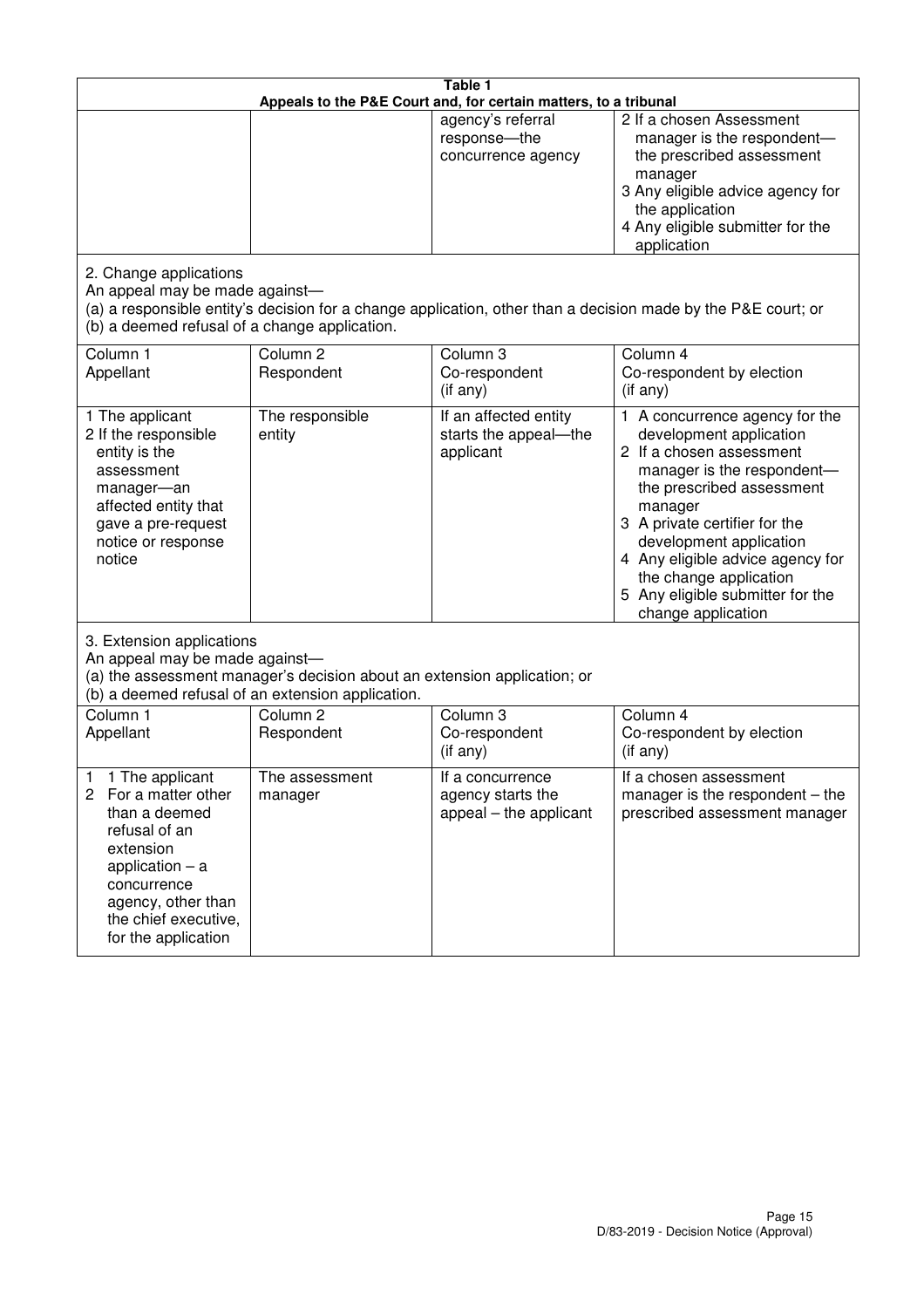**Table 1**
**Appeals to the P&E Court and, for certain matters, to a tribunal**

| | | | |
|---|---|---|---|
| | | agency's referral response—the concurrence agency | 2 If a chosen Assessment manager is the respondent—the prescribed assessment manager<br>3 Any eligible advice agency for the application<br>4 Any eligible submitter for the application |

2. Change applications

An appeal may be made against—

(a) a responsible entity's decision for a change application, other than a decision made by the P&E court; or

(b) a deemed refusal of a change application.

| Column 1<br>Appellant | Column 2<br>Respondent | Column 3<br>Co-respondent<br>(if any) | Column 4<br>Co-respondent by election<br>(if any) |
|---|---|---|---|
| 1 The applicant<br>2 If the responsible entity is the assessment manager—an affected entity that gave a pre-request notice or response notice | The responsible entity | If an affected entity starts the appeal—the applicant | 1 A concurrence agency for the development application<br>2 If a chosen assessment manager is the respondent—the prescribed assessment manager<br>3 A private certifier for the development application<br>4 Any eligible advice agency for the change application<br>5 Any eligible submitter for the change application |

3. Extension applications

An appeal may be made against—

(a) the assessment manager's decision about an extension application; or

(b) a deemed refusal of an extension application.

| Column 1<br>Appellant | Column 2<br>Respondent | Column 3<br>Co-respondent<br>(if any) | Column 4<br>Co-respondent by election<br>(if any) |
|---|---|---|---|
| 1 1 The applicant<br>2 For a matter other than a deemed refusal of an extension application – a concurrence agency, other than the chief executive, for the application | The assessment manager | If a concurrence agency starts the appeal – the applicant | If a chosen assessment manager is the respondent – the prescribed assessment manager |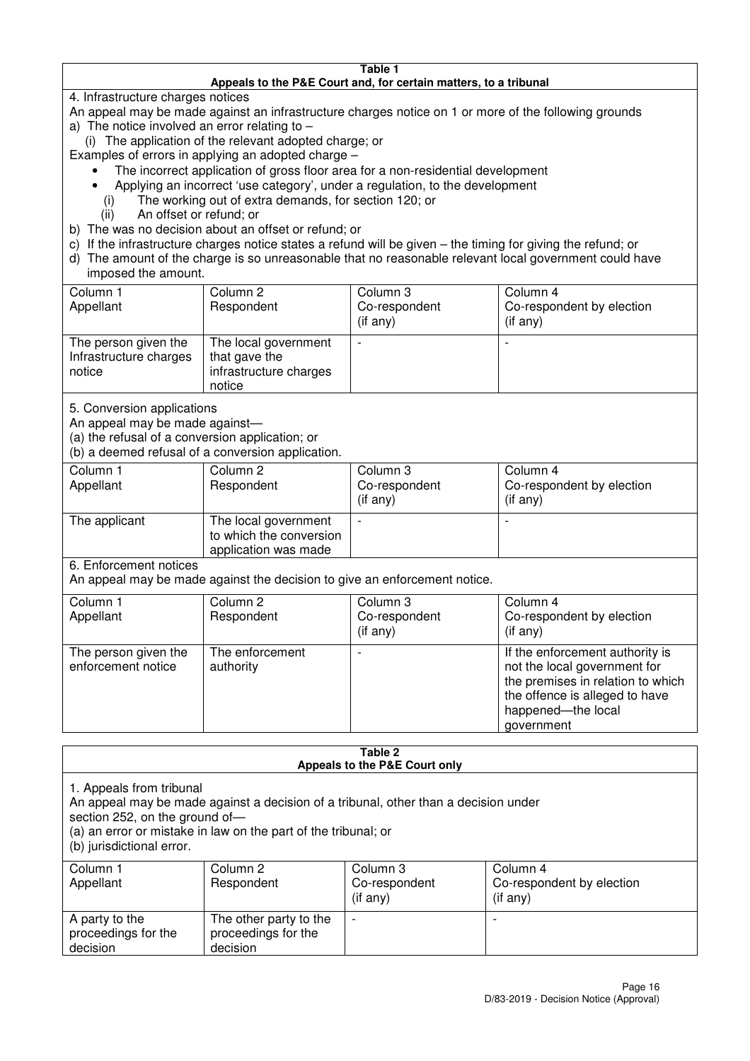**Table 1**
**Appeals to the P&E Court and, for certain matters, to a tribunal**

4. Infrastructure charges notices

An appeal may be made against an infrastructure charges notice on 1 or more of the following grounds

a) The notice involved an error relating to –
   (i) The application of the relevant adopted charge; or

Examples of errors in applying an adopted charge –

- The incorrect application of gross floor area for a non-residential development
- Applying an incorrect 'use category', under a regulation, to the development

   (i) The working out of extra demands, for section 120; or
   (ii) An offset or refund; or

b) The was no decision about an offset or refund; or

c) If the infrastructure charges notice states a refund will be given – the timing for giving the refund; or

d) The amount of the charge is so unreasonable that no reasonable relevant local government could have imposed the amount.

| Column 1<br>Appellant | Column 2<br>Respondent | Column 3<br>Co-respondent<br>(if any) | Column 4<br>Co-respondent by election<br>(if any) |
|---|---|---|---|
| The person given the Infrastructure charges notice | The local government that gave the infrastructure charges notice | - | - |

5. Conversion applications

An appeal may be made against—
(a) the refusal of a conversion application; or
(b) a deemed refusal of a conversion application.

| Column 1<br>Appellant | Column 2<br>Respondent | Column 3<br>Co-respondent<br>(if any) | Column 4<br>Co-respondent by election<br>(if any) |
|---|---|---|---|
| The applicant | The local government to which the conversion application was made | - | - |

6. Enforcement notices

An appeal may be made against the decision to give an enforcement notice.

| Column 1<br>Appellant | Column 2<br>Respondent | Column 3<br>Co-respondent<br>(if any) | Column 4<br>Co-respondent by election<br>(if any) |
|---|---|---|---|
| The person given the enforcement notice | The enforcement authority | - | If the enforcement authority is not the local government for the premises in relation to which the offence is alleged to have happened—the local government |

**Table 2**
**Appeals to the P&E Court only**

1. Appeals from tribunal

An appeal may be made against a decision of a tribunal, other than a decision under section 252, on the ground of—
(a) an error or mistake in law on the part of the tribunal; or
(b) jurisdictional error.

| Column 1<br>Appellant | Column 2<br>Respondent | Column 3<br>Co-respondent<br>(if any) | Column 4<br>Co-respondent by election<br>(if any) |
|---|---|---|---|
| A party to the proceedings for the decision | The other party to the proceedings for the decision | - | - |

D/83-2019 - Decision Notice (Approval)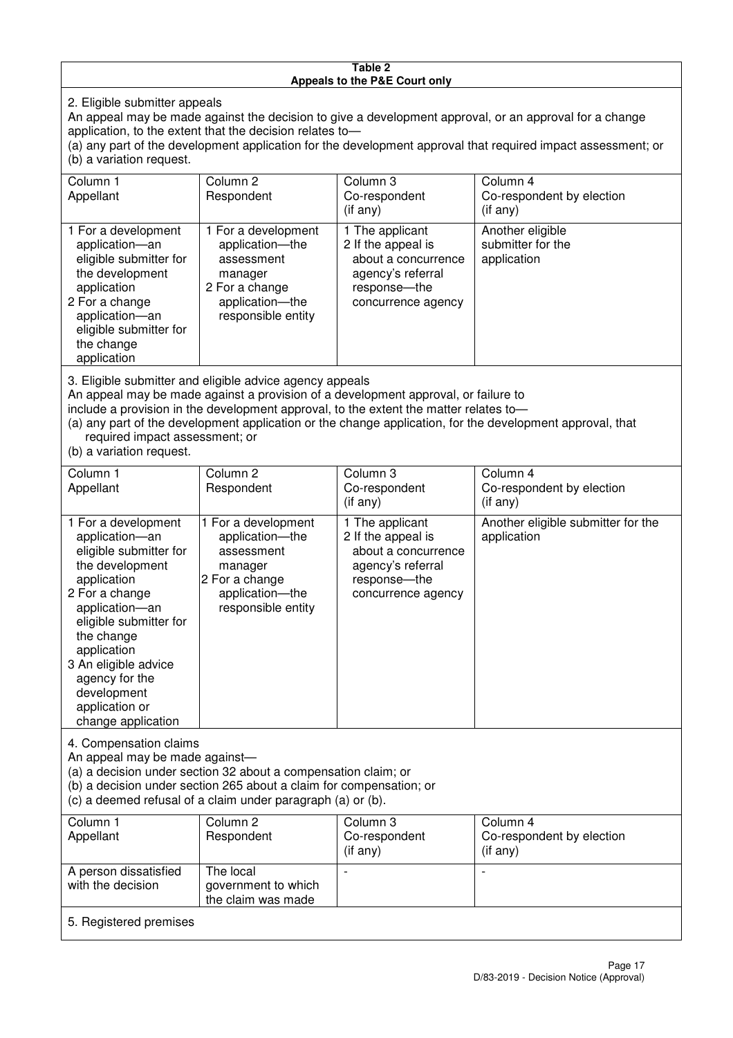**Table 2**
**Appeals to the P&E Court only**

2. Eligible submitter appeals

An appeal may be made against the decision to give a development approval, or an approval for a change application, to the extent that the decision relates to—
(a) any part of the development application for the development approval that required impact assessment; or
(b) a variation request.

| Column 1<br>Appellant | Column 2<br>Respondent | Column 3<br>Co-respondent<br>(if any) | Column 4<br>Co-respondent by election<br>(if any) |
|---|---|---|---|
| 1 For a development application—an eligible submitter for the development application<br>2 For a change application—an eligible submitter for the change application | 1 For a development application—the assessment manager<br>2 For a change application—the responsible entity | 1 The applicant<br>2 If the appeal is about a concurrence agency's referral response—the concurrence agency | Another eligible submitter for the application |

3. Eligible submitter and eligible advice agency appeals

An appeal may be made against a provision of a development approval, or failure to include a provision in the development approval, to the extent the matter relates to—
(a) any part of the development application or the change application, for the development approval, that required impact assessment; or
(b) a variation request.

| Column 1<br>Appellant | Column 2<br>Respondent | Column 3<br>Co-respondent<br>(if any) | Column 4<br>Co-respondent by election<br>(if any) |
|---|---|---|---|
| 1 For a development application—an eligible submitter for the development application<br>2 For a change application—an eligible submitter for the change application<br>3 An eligible advice agency for the development application or change application | 1 For a development application—the assessment manager<br>2 For a change application—the responsible entity | 1 The applicant<br>2 If the appeal is about a concurrence agency's referral response—the concurrence agency | Another eligible submitter for the application |

4. Compensation claims

An appeal may be made against—
(a) a decision under section 32 about a compensation claim; or
(b) a decision under section 265 about a claim for compensation; or
(c) a deemed refusal of a claim under paragraph (a) or (b).

| Column 1<br>Appellant | Column 2<br>Respondent | Column 3<br>Co-respondent<br>(if any) | Column 4<br>Co-respondent by election<br>(if any) |
|---|---|---|---|
| A person dissatisfied with the decision | The local government to which the claim was made | - | - |

5. Registered premises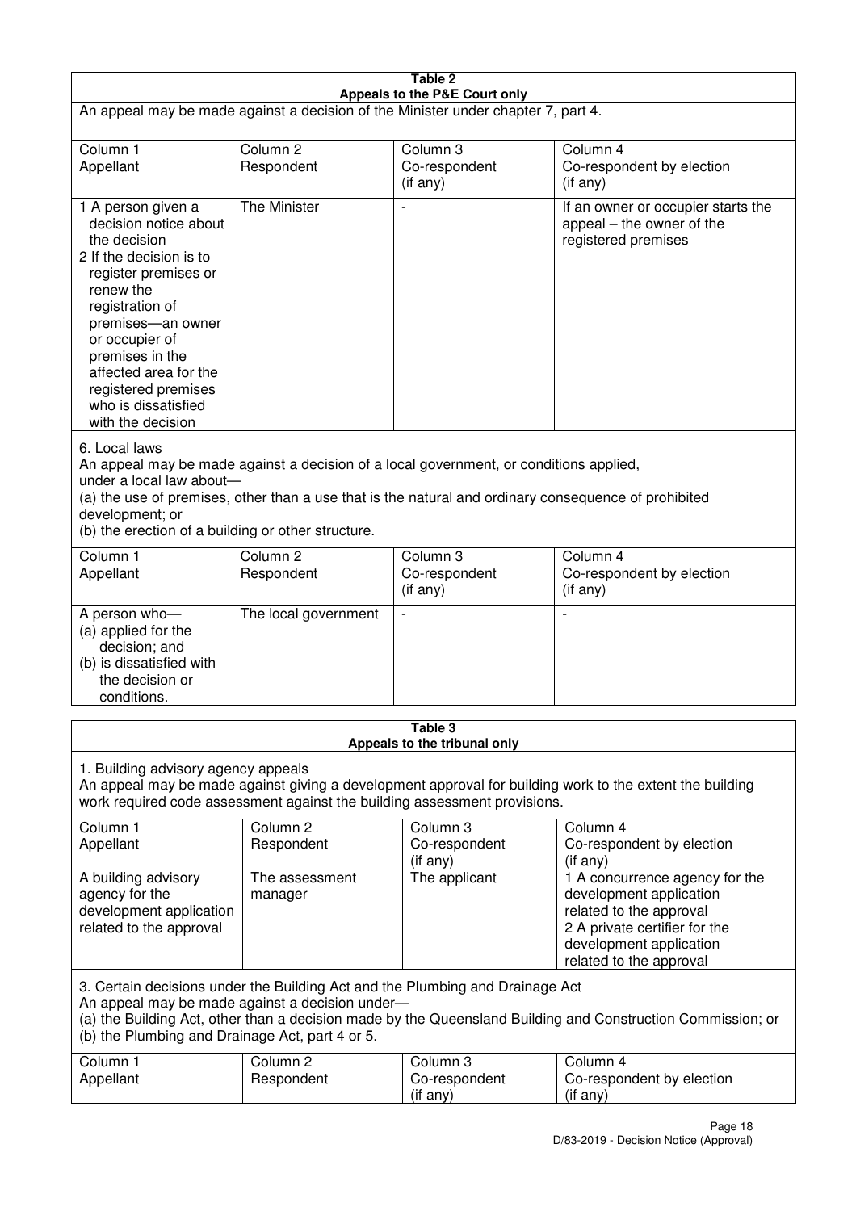**Table 2**
**Appeals to the P&E Court only**

An appeal may be made against a decision of the Minister under chapter 7, part 4.

| Column 1<br>Appellant | Column 2<br>Respondent | Column 3<br>Co-respondent<br>(if any) | Column 4<br>Co-respondent by election<br>(if any) |
|---|---|---|---|
| 1 A person given a decision notice about the decision<br>2 If the decision is to register premises or renew the registration of premises—an owner or occupier of premises in the affected area for the registered premises who is dissatisfied with the decision | The Minister | - | If an owner or occupier starts the appeal – the owner of the registered premises |

6. Local laws
An appeal may be made against a decision of a local government, or conditions applied, under a local law about—
(a) the use of premises, other than a use that is the natural and ordinary consequence of prohibited development; or
(b) the erection of a building or other structure.

| Column 1<br>Appellant | Column 2<br>Respondent | Column 3<br>Co-respondent<br>(if any) | Column 4<br>Co-respondent by election<br>(if any) |
|---|---|---|---|
| A person who—<br>(a) applied for the decision; and<br>(b) is dissatisfied with the decision or conditions. | The local government | - | - |

**Table 3**
**Appeals to the tribunal only**

1. Building advisory agency appeals
An appeal may be made against giving a development approval for building work to the extent the building work required code assessment against the building assessment provisions.

| Column 1<br>Appellant | Column 2<br>Respondent | Column 3<br>Co-respondent<br>(if any) | Column 4<br>Co-respondent by election<br>(if any) |
|---|---|---|---|
| A building advisory agency for the development application related to the approval | The assessment manager | The applicant | 1 A concurrence agency for the development application related to the approval<br>2 A private certifier for the development application related to the approval |

3. Certain decisions under the Building Act and the Plumbing and Drainage Act
An appeal may be made against a decision under—
(a) the Building Act, other than a decision made by the Queensland Building and Construction Commission; or
(b) the Plumbing and Drainage Act, part 4 or 5.

| Column 1<br>Appellant | Column 2<br>Respondent | Column 3<br>Co-respondent<br>(if any) | Column 4<br>Co-respondent by election<br>(if any) |
|---|---|---|---|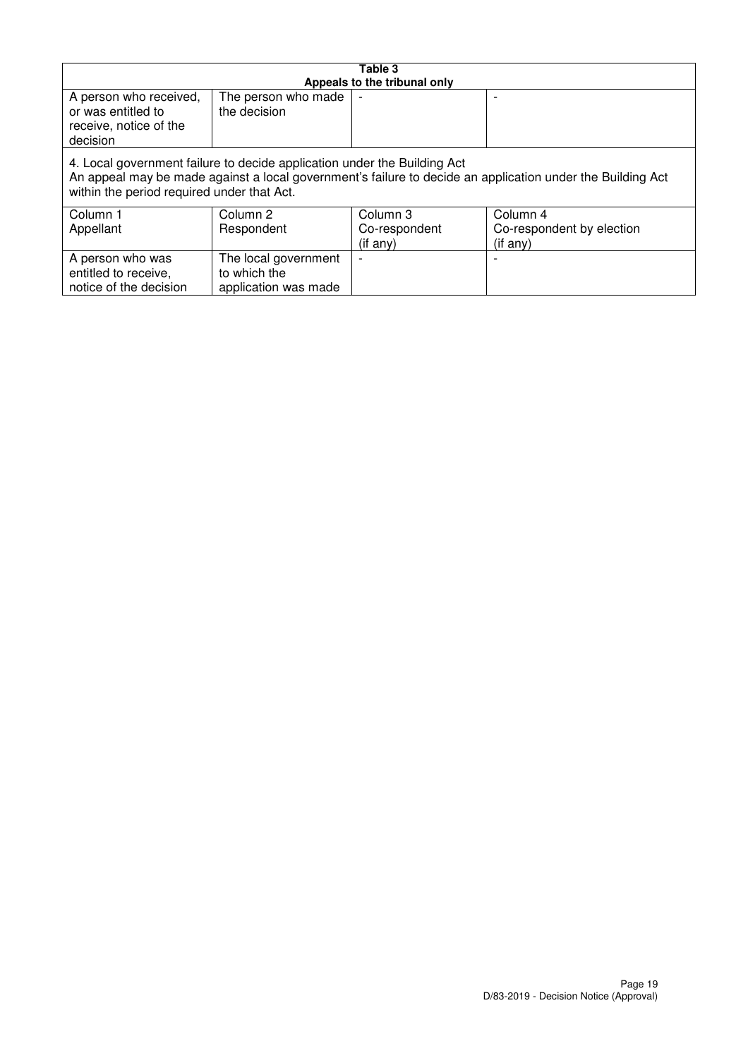**Table 3**
**Appeals to the tribunal only**

| | | | |
|---|---|---|---|
| A person who received, or was entitled to receive, notice of the decision | The person who made the decision | - | - |

4. Local government failure to decide application under the Building Act
An appeal may be made against a local government's failure to decide an application under the Building Act within the period required under that Act.

| Column 1<br>Appellant | Column 2<br>Respondent | Column 3<br>Co-respondent (if any) | Column 4<br>Co-respondent by election (if any) |
|---|---|---|---|
| A person who was entitled to receive, notice of the decision | The local government to which the application was made | - | - |